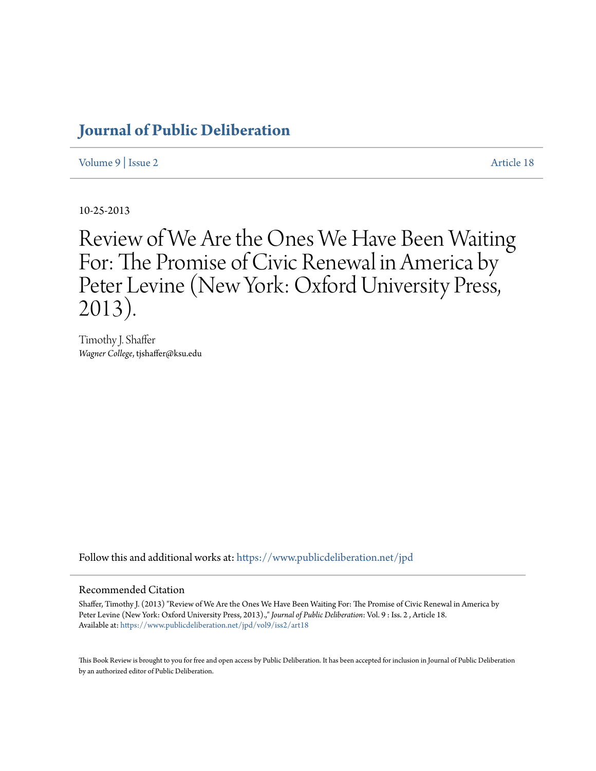# Journal of Public Deliberation

Volume 9 | Issue 2 Article 18

10-25-2013

# Review of We Are the Ones We Have Been Waiting For: The Promise of Civic Renewal in America by Peter Levine (New York: Oxford University Press, 2013).

Timothy J. Shaffer
*Wagner College*, tjshaffer@ksu.edu

Follow this and additional works at: https://www.publicdeliberation.net/jpd

## Recommended Citation

Shaffer, Timothy J. (2013) "Review of We Are the Ones We Have Been Waiting For: The Promise of Civic Renewal in America by Peter Levine (New York: Oxford University Press, 2013).," *Journal of Public Deliberation*: Vol. 9 : Iss. 2 , Article 18.
Available at: https://www.publicdeliberation.net/jpd/vol9/iss2/art18

This Book Review is brought to you for free and open access by Public Deliberation. It has been accepted for inclusion in Journal of Public Deliberation by an authorized editor of Public Deliberation.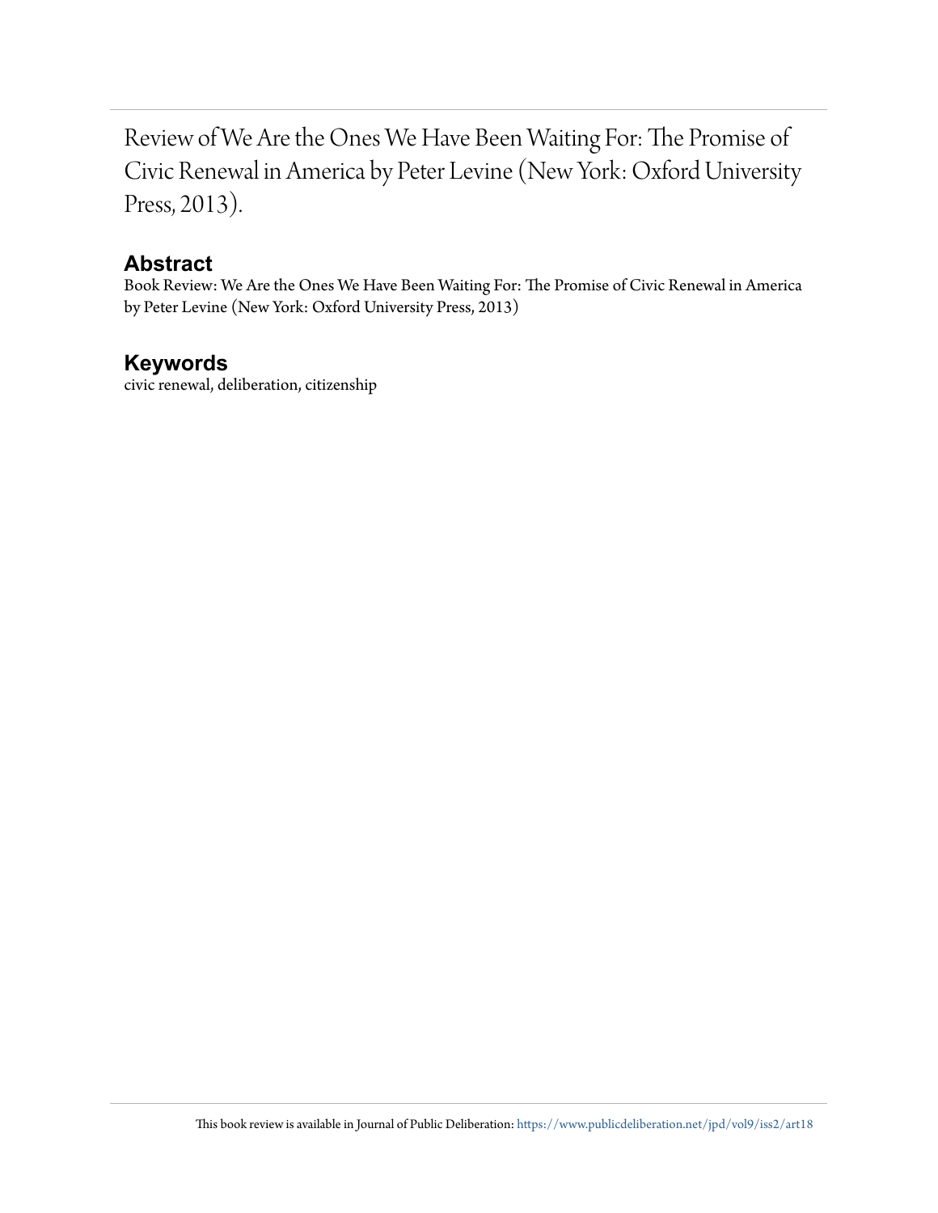Review of We Are the Ones We Have Been Waiting For: The Promise of Civic Renewal in America by Peter Levine (New York: Oxford University Press, 2013).

## Abstract

Book Review: We Are the Ones We Have Been Waiting For: The Promise of Civic Renewal in America by Peter Levine (New York: Oxford University Press, 2013)

## Keywords

civic renewal, deliberation, citizenship

This book review is available in Journal of Public Deliberation: https://www.publicdeliberation.net/jpd/vol9/iss2/art18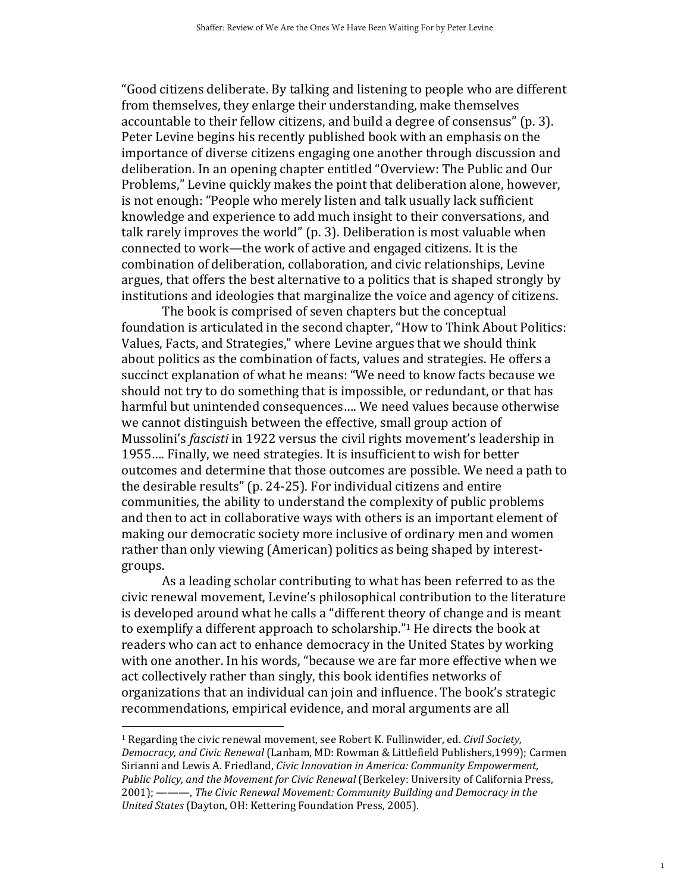"Good citizens deliberate. By talking and listening to people who are different from themselves, they enlarge their understanding, make themselves accountable to their fellow citizens, and build a degree of consensus" (p. 3). Peter Levine begins his recently published book with an emphasis on the importance of diverse citizens engaging one another through discussion and deliberation. In an opening chapter entitled "Overview: The Public and Our Problems," Levine quickly makes the point that deliberation alone, however, is not enough: "People who merely listen and talk usually lack sufficient knowledge and experience to add much insight to their conversations, and talk rarely improves the world" (p. 3). Deliberation is most valuable when connected to work—the work of active and engaged citizens. It is the combination of deliberation, collaboration, and civic relationships, Levine argues, that offers the best alternative to a politics that is shaped strongly by institutions and ideologies that marginalize the voice and agency of citizens.

The book is comprised of seven chapters but the conceptual foundation is articulated in the second chapter, "How to Think About Politics: Values, Facts, and Strategies," where Levine argues that we should think about politics as the combination of facts, values and strategies. He offers a succinct explanation of what he means: "We need to know facts because we should not try to do something that is impossible, or redundant, or that has harmful but unintended consequences…. We need values because otherwise we cannot distinguish between the effective, small group action of Mussolini's *fascisti* in 1922 versus the civil rights movement's leadership in 1955…. Finally, we need strategies. It is insufficient to wish for better outcomes and determine that those outcomes are possible. We need a path to the desirable results" (p. 24-25). For individual citizens and entire communities, the ability to understand the complexity of public problems and then to act in collaborative ways with others is an important element of making our democratic society more inclusive of ordinary men and women rather than only viewing (American) politics as being shaped by interest-groups.

As a leading scholar contributing to what has been referred to as the civic renewal movement, Levine's philosophical contribution to the literature is developed around what he calls a "different theory of change and is meant to exemplify a different approach to scholarship."[1] He directs the book at readers who can act to enhance democracy in the United States by working with one another. In his words, "because we are far more effective when we act collectively rather than singly, this book identifies networks of organizations that an individual can join and influence. The book's strategic recommendations, empirical evidence, and moral arguments are all

---

[1] Regarding the civic renewal movement, see Robert K. Fullinwider, ed. *Civil Society, Democracy, and Civic Renewal* (Lanham, MD: Rowman & Littlefield Publishers,1999); Carmen Sirianni and Lewis A. Friedland, *Civic Innovation in America: Community Empowerment, Public Policy, and the Movement for Civic Renewal* (Berkeley: University of California Press, 2001); ———, *The Civic Renewal Movement: Community Building and Democracy in the United States* (Dayton, OH: Kettering Foundation Press, 2005).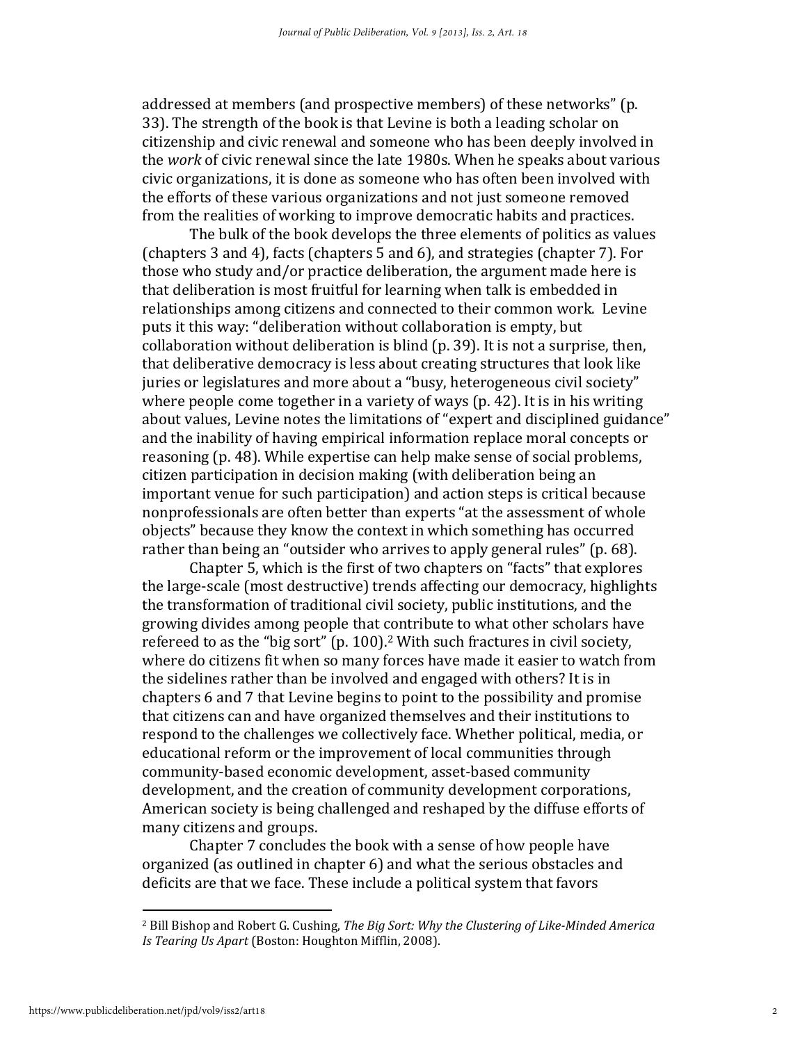addressed at members (and prospective members) of these networks" (p. 33). The strength of the book is that Levine is both a leading scholar on citizenship and civic renewal and someone who has been deeply involved in the *work* of civic renewal since the late 1980s. When he speaks about various civic organizations, it is done as someone who has often been involved with the efforts of these various organizations and not just someone removed from the realities of working to improve democratic habits and practices.

The bulk of the book develops the three elements of politics as values (chapters 3 and 4), facts (chapters 5 and 6), and strategies (chapter 7). For those who study and/or practice deliberation, the argument made here is that deliberation is most fruitful for learning when talk is embedded in relationships among citizens and connected to their common work. Levine puts it this way: "deliberation without collaboration is empty, but collaboration without deliberation is blind (p. 39). It is not a surprise, then, that deliberative democracy is less about creating structures that look like juries or legislatures and more about a "busy, heterogeneous civil society" where people come together in a variety of ways (p. 42). It is in his writing about values, Levine notes the limitations of "expert and disciplined guidance" and the inability of having empirical information replace moral concepts or reasoning (p. 48). While expertise can help make sense of social problems, citizen participation in decision making (with deliberation being an important venue for such participation) and action steps is critical because nonprofessionals are often better than experts "at the assessment of whole objects" because they know the context in which something has occurred rather than being an "outsider who arrives to apply general rules" (p. 68).

Chapter 5, which is the first of two chapters on "facts" that explores the large-scale (most destructive) trends affecting our democracy, highlights the transformation of traditional civil society, public institutions, and the growing divides among people that contribute to what other scholars have refereed to as the "big sort" (p. 100).[2] With such fractures in civil society, where do citizens fit when so many forces have made it easier to watch from the sidelines rather than be involved and engaged with others? It is in chapters 6 and 7 that Levine begins to point to the possibility and promise that citizens can and have organized themselves and their institutions to respond to the challenges we collectively face. Whether political, media, or educational reform or the improvement of local communities through community-based economic development, asset-based community development, and the creation of community development corporations, American society is being challenged and reshaped by the diffuse efforts of many citizens and groups.

Chapter 7 concludes the book with a sense of how people have organized (as outlined in chapter 6) and what the serious obstacles and deficits are that we face. These include a political system that favors

---

[2] Bill Bishop and Robert G. Cushing, *The Big Sort: Why the Clustering of Like-Minded America Is Tearing Us Apart* (Boston: Houghton Mifflin, 2008).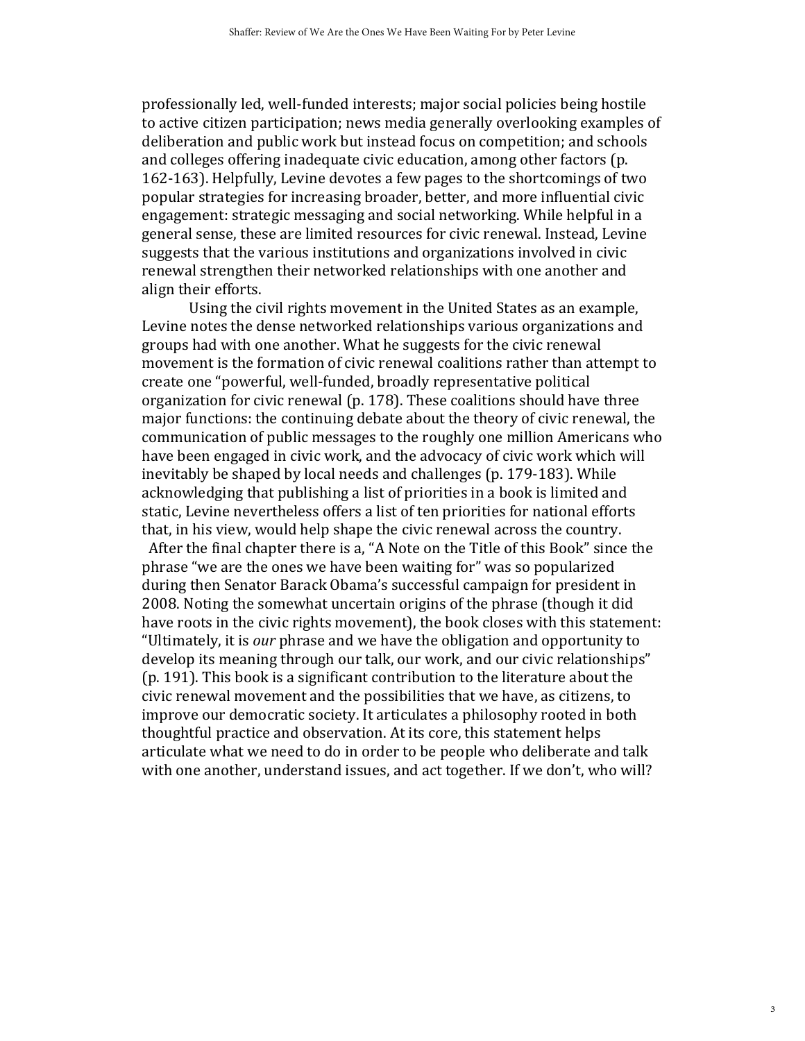professionally led, well-funded interests; major social policies being hostile to active citizen participation; news media generally overlooking examples of deliberation and public work but instead focus on competition; and schools and colleges offering inadequate civic education, among other factors (p. 162-163). Helpfully, Levine devotes a few pages to the shortcomings of two popular strategies for increasing broader, better, and more influential civic engagement: strategic messaging and social networking. While helpful in a general sense, these are limited resources for civic renewal. Instead, Levine suggests that the various institutions and organizations involved in civic renewal strengthen their networked relationships with one another and align their efforts.

Using the civil rights movement in the United States as an example, Levine notes the dense networked relationships various organizations and groups had with one another. What he suggests for the civic renewal movement is the formation of civic renewal coalitions rather than attempt to create one "powerful, well-funded, broadly representative political organization for civic renewal (p. 178). These coalitions should have three major functions: the continuing debate about the theory of civic renewal, the communication of public messages to the roughly one million Americans who have been engaged in civic work, and the advocacy of civic work which will inevitably be shaped by local needs and challenges (p. 179-183). While acknowledging that publishing a list of priorities in a book is limited and static, Levine nevertheless offers a list of ten priorities for national efforts that, in his view, would help shape the civic renewal across the country.

After the final chapter there is a, "A Note on the Title of this Book" since the phrase "we are the ones we have been waiting for" was so popularized during then Senator Barack Obama's successful campaign for president in 2008. Noting the somewhat uncertain origins of the phrase (though it did have roots in the civic rights movement), the book closes with this statement: "Ultimately, it is *our* phrase and we have the obligation and opportunity to develop its meaning through our talk, our work, and our civic relationships" (p. 191). This book is a significant contribution to the literature about the civic renewal movement and the possibilities that we have, as citizens, to improve our democratic society. It articulates a philosophy rooted in both thoughtful practice and observation. At its core, this statement helps articulate what we need to do in order to be people who deliberate and talk with one another, understand issues, and act together. If we don't, who will?